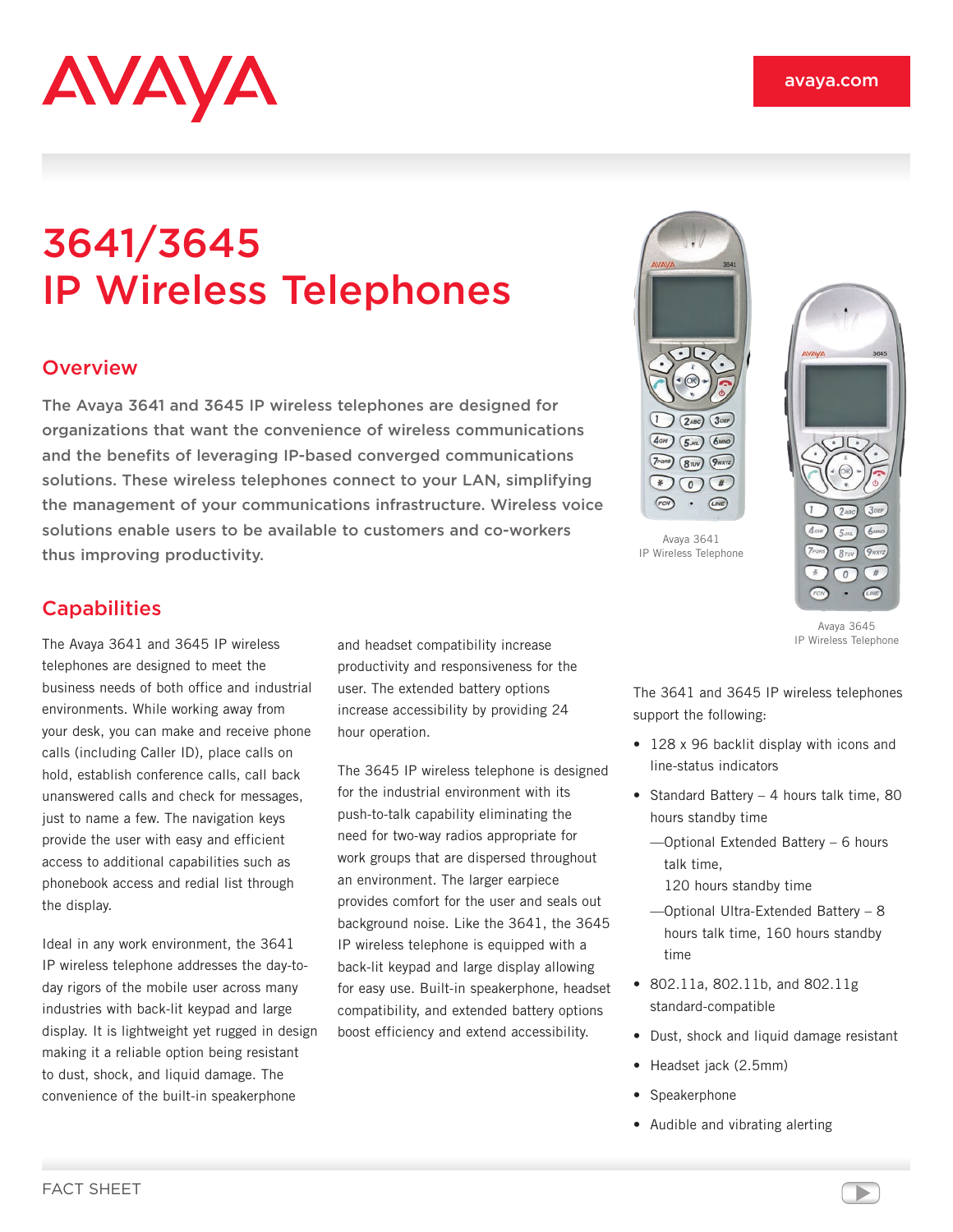# 3641/3645 IP Wireless Telephones

## Overview

**The Avaya 3641 and 3645 IP wireless telephones are designed for organizations that want the convenience of wireless communications and the benefits of leveraging IP-based converged communications solutions. These wireless telephones connect to your LAN, simplifying the management of your communications infrastructure. Wireless voice solutions enable users to be available to customers and co-workers thus improving productivity.**

## Capabilities

The Avaya 3641 and 3645 IP wireless telephones are designed to meet the business needs of both office and industrial environments. While working away from your desk, you can make and receive phone calls (including Caller ID), place calls on hold, establish conference calls, call back unanswered calls and check for messages, just to name a few. The navigation keys provide the user with easy and efficient access to additional capabilities such as phonebook access and redial list through the display.

Ideal in any work environment, the 3641 IP wireless telephone addresses the day-to-day rigors of the mobile user across many industries with back-lit keypad and large display. It is lightweight yet rugged in design making it a reliable option being resistant to dust, shock, and liquid damage. The convenience of the built-in speakerphone and headset compatibility increase productivity and responsiveness for the user. The extended battery options increase accessibility by providing 24 hour operation.

The 3645 IP wireless telephone is designed for the industrial environment with its push-to-talk capability eliminating the need for two-way radios appropriate for work groups that are dispersed throughout an environment. The larger earpiece provides comfort for the user and seals out background noise. Like the 3641, the 3645 IP wireless telephone is equipped with a back-lit keypad and large display allowing for easy use. Built-in speakerphone, headset compatibility, and extended battery options boost efficiency and extend accessibility.

Avaya 3641 IP Wireless Telephone

Avaya 3645 IP Wireless Telephone

The 3641 and 3645 IP wireless telephones support the following:

- 128 x 96 backlit display with icons and line-status indicators
- Standard Battery – 4 hours talk time, 80 hours standby time
  - —Optional Extended Battery – 6 hours talk time, 120 hours standby time
  - —Optional Ultra-Extended Battery – 8 hours talk time, 160 hours standby time
- 802.11a, 802.11b, and 802.11g standard-compatible
- Dust, shock and liquid damage resistant
- Headset jack (2.5mm)
- Speakerphone
- Audible and vibrating alerting

FACT SHEET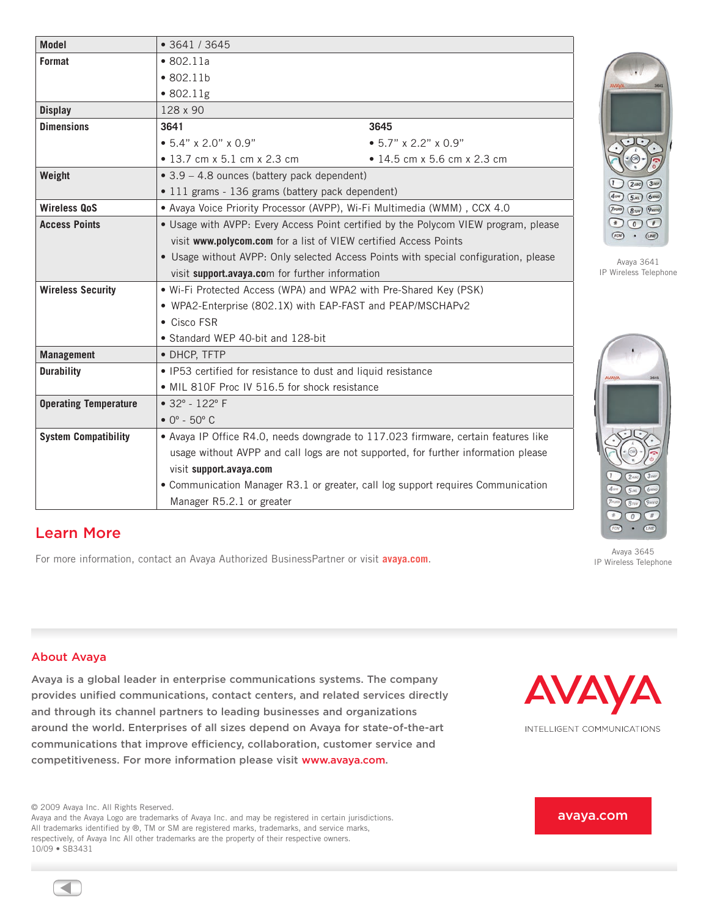| | |
|---|---|
| **Model** | • 3641 / 3645 |
| **Format** | • 802.11a<br>• 802.11b<br>• 802.11g |
| **Display** | 128 x 90 |
| **Dimensions** | **3641**<br>• 5.4" x 2.0" x 0.9"<br>• 13.7 cm x 5.1 cm x 2.3 cm<br>**3645**<br>• 5.7" x 2.2" x 0.9"<br>• 14.5 cm x 5.6 cm x 2.3 cm |
| **Weight** | • 3.9 – 4.8 ounces (battery pack dependent)<br>• 111 grams - 136 grams (battery pack dependent) |
| **Wireless QoS** | • Avaya Voice Priority Processor (AVPP), Wi-Fi Multimedia (WMM) , CCX 4.0 |
| **Access Points** | • Usage with AVPP: Every Access Point certified by the Polycom VIEW program, please visit **www.polycom.com** for a list of VIEW certified Access Points<br>• Usage without AVPP: Only selected Access Points with special configuration, please visit **support.avaya.co**m for further information |
| **Wireless Security** | • Wi-Fi Protected Access (WPA) and WPA2 with Pre-Shared Key (PSK)<br>• WPA2-Enterprise (802.1X) with EAP-FAST and PEAP/MSCHAPv2<br>• Cisco FSR<br>• Standard WEP 40-bit and 128-bit |
| **Management** | • DHCP, TFTP |
| **Durability** | • IP53 certified for resistance to dust and liquid resistance<br>• MIL 810F Proc IV 516.5 for shock resistance |
| **Operating Temperature** | • 32° - 122° F<br>• 0° - 50° C |
| **System Compatibility** | • Avaya IP Office R4.0, needs downgrade to 117.023 firmware, certain features like usage without AVPP and call logs are not supported, for further information please visit **support.avaya.com**<br>• Communication Manager R3.1 or greater, call log support requires Communication Manager R5.2.1 or greater |

Avaya 3641
IP Wireless Telephone

Avaya 3645
IP Wireless Telephone

## Learn More

For more information, contact an Avaya Authorized BusinessPartner or visit **avaya.com**.

## About Avaya

Avaya is a global leader in enterprise communications systems. The company provides unified communications, contact centers, and related services directly and through its channel partners to leading businesses and organizations around the world. Enterprises of all sizes depend on Avaya for state-of-the-art communications that improve efficiency, collaboration, customer service and competitiveness. For more information please visit www.avaya.com.

AVAYA
INTELLIGENT COMMUNICATIONS

avaya.com

© 2009 Avaya Inc. All Rights Reserved.
Avaya and the Avaya Logo are trademarks of Avaya Inc. and may be registered in certain jurisdictions.
All trademarks identified by ®, TM or SM are registered marks, trademarks, and service marks, respectively, of Avaya Inc All other trademarks are the property of their respective owners.
10/09 • SB3431